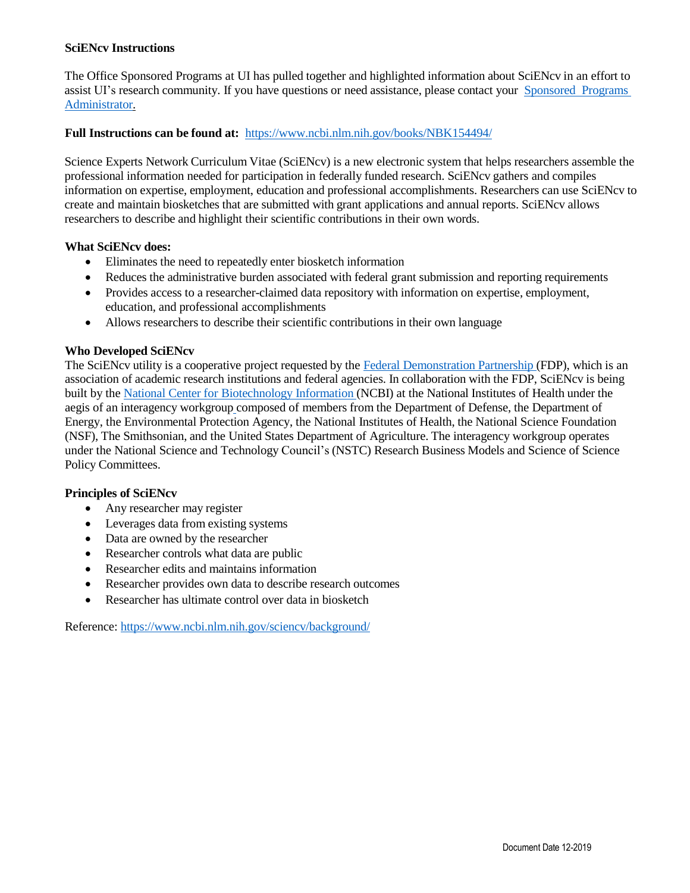# SciENcv Instructions

The Office Sponsored Programs at UI has pulled together and highlighted information about SciENcv in an effort to assist UI's research community. If you have questions or need assistance, please contact your [Sponsored Programs Administrator](#).

**Full Instructions can be found at:** https://www.ncbi.nlm.nih.gov/books/NBK154494/

Science Experts Network Curriculum Vitae (SciENcv) is a new electronic system that helps researchers assemble the professional information needed for participation in federally funded research. SciENcv gathers and compiles information on expertise, employment, education and professional accomplishments. Researchers can use SciENcv to create and maintain biosketches that are submitted with grant applications and annual reports. SciENcv allows researchers to describe and highlight their scientific contributions in their own words.

### What SciENcv does:

- Eliminates the need to repeatedly enter biosketch information
- Reduces the administrative burden associated with federal grant submission and reporting requirements
- Provides access to a researcher-claimed data repository with information on expertise, employment, education, and professional accomplishments
- Allows researchers to describe their scientific contributions in their own language

### Who Developed SciENcv

The SciENcv utility is a cooperative project requested by the Federal Demonstration Partnership (FDP), which is an association of academic research institutions and federal agencies. In collaboration with the FDP, SciENcv is being built by the National Center for Biotechnology Information (NCBI) at the National Institutes of Health under the aegis of an interagency workgroup composed of members from the Department of Defense, the Department of Energy, the Environmental Protection Agency, the National Institutes of Health, the National Science Foundation (NSF), The Smithsonian, and the United States Department of Agriculture. The interagency workgroup operates under the National Science and Technology Council's (NSTC) Research Business Models and Science of Science Policy Committees.

### Principles of SciENcv

- Any researcher may register
- Leverages data from existing systems
- Data are owned by the researcher
- Researcher controls what data are public
- Researcher edits and maintains information
- Researcher provides own data to describe research outcomes
- Researcher has ultimate control over data in biosketch

Reference: https://www.ncbi.nlm.nih.gov/sciencv/background/

Document Date 12-2019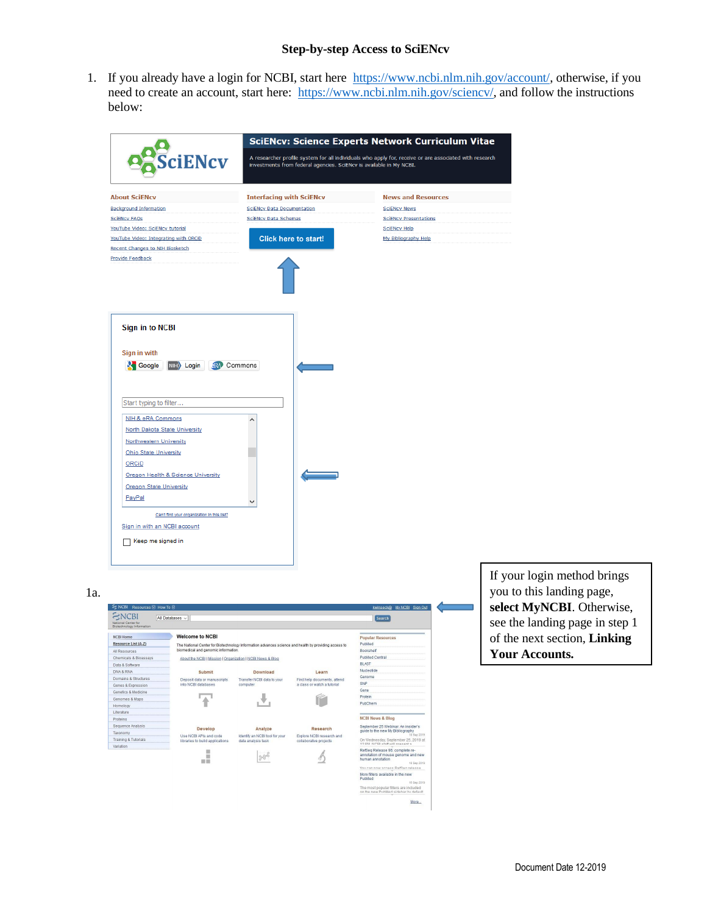# Step-by-step Access to SciENcv

1. If you already have a login for NCBI, start here https://www.ncbi.nlm.nih.gov/account/, otherwise, if you need to create an account, start here: https://www.ncbi.nlm.nih.gov/sciencv/, and follow the instructions below:

1a.

If your login method brings you to this landing page, **select MyNCBI**. Otherwise, see the landing page in step 1 of the next section, **Linking Your Accounts.**

Document Date 12-2019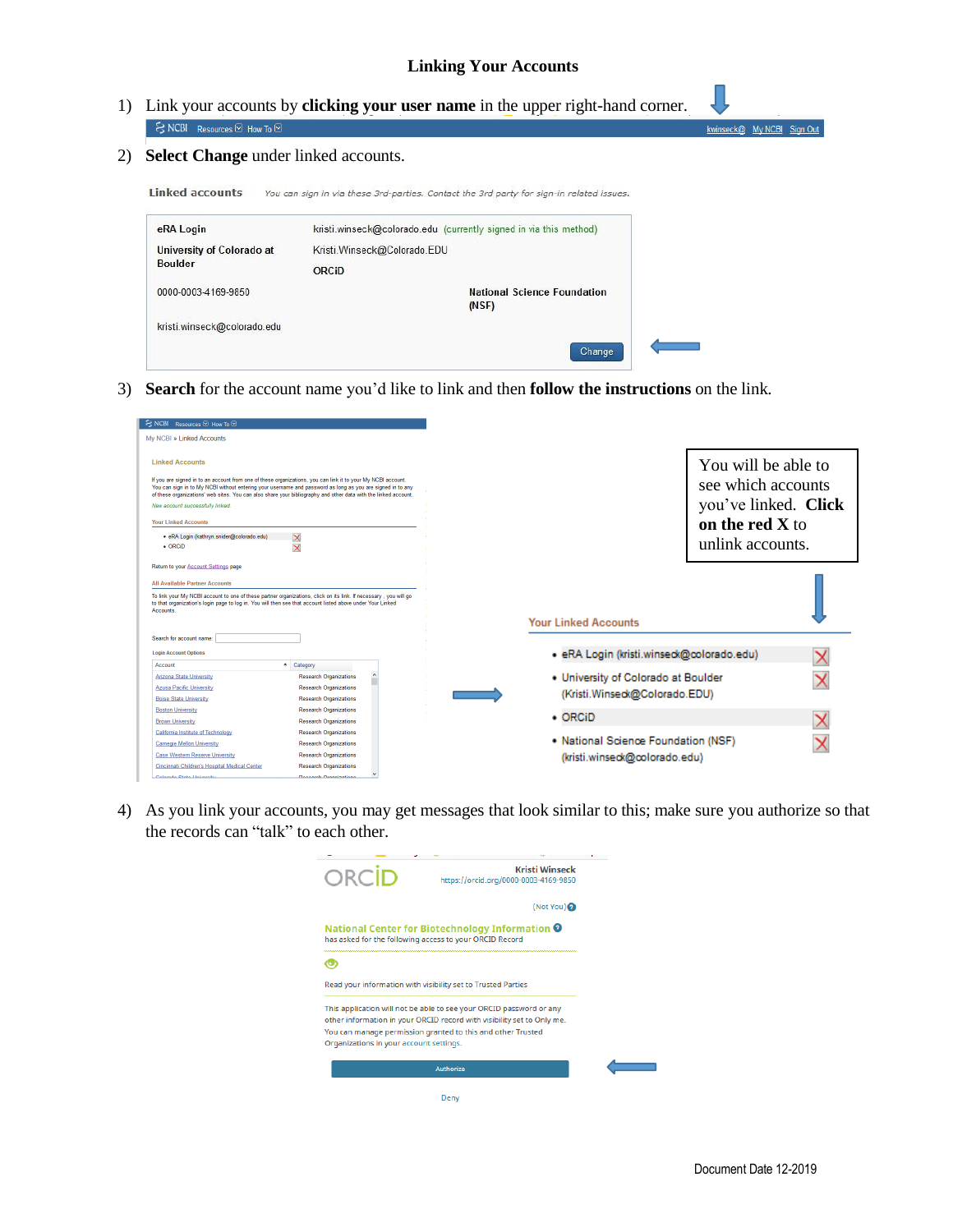# Linking Your Accounts

1) Link your accounts by **clicking your user name** in the upper right-hand corner.

NCBI Resources How To kwinseck@ My NCBI Sign Out

2) **Select Change** under linked accounts.

Linked accounts *You can sign in via these 3rd-parties. Contact the 3rd party for sign-in related issues.*

| | | |
|---|---|---|
| eRA Login | kristi.winseck@colorado.edu (currently signed in via this method) | |
| University of Colorado at Boulder | Kristi.Winseck@Colorado.EDU | |
| | ORCiD | |
| 0000-0003-4169-9850 | | National Science Foundation (NSF) |
| kristi.winseck@colorado.edu | | |

Change

3) **Search** for the account name you'd like to link and then **follow the instructions** on the link.

You will be able to see which accounts you've linked. **Click on the red X** to unlink accounts.

Your Linked Accounts

- eRA Login (kristi.winseck@colorado.edu)
- University of Colorado at Boulder (Kristi.Winseck@Colorado.EDU)
- ORCiD
- National Science Foundation (NSF) (kristi.winseck@colorado.edu)

4) As you link your accounts, you may get messages that look similar to this; make sure you authorize so that the records can "talk" to each other.

ORCID

Kristi Winseck
https://orcid.org/0000-0003-4169-9850

(Not You?)

**National Center for Biotechnology Information**
has asked for the following access to your ORCID Record

Read your information with visibility set to Trusted Parties

This application will not be able to see your ORCID password or any other information in your ORCID record with visibility set to Only me. You can manage permission granted to this and other Trusted Organizations in your account settings.

Authorize

Deny

Document Date 12-2019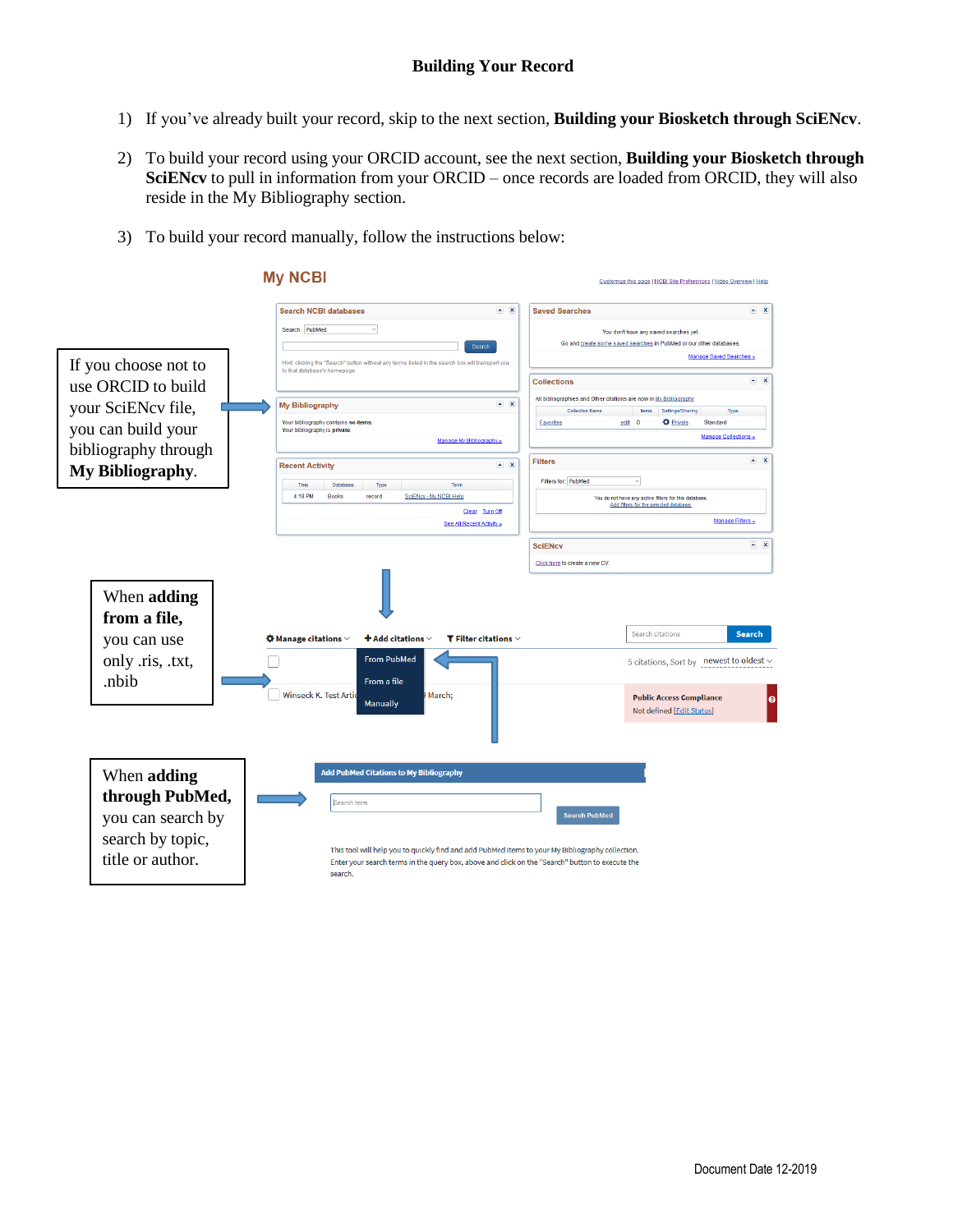# Building Your Record

1) If you've already built your record, skip to the next section, **Building your Biosketch through SciENcv**.

2) To build your record using your ORCID account, see the next section, **Building your Biosketch through SciENcv** to pull in information from your ORCID – once records are loaded from ORCID, they will also reside in the My Bibliography section.

3) To build your record manually, follow the instructions below:

If you choose not to use ORCID to build your SciENcv file, you can build your bibliography through **My Bibliography**.

When **adding from a file,** you can use only .ris, .txt, .nbib

When **adding through PubMed,** you can search by search by topic, title or author.

Document Date 12-2019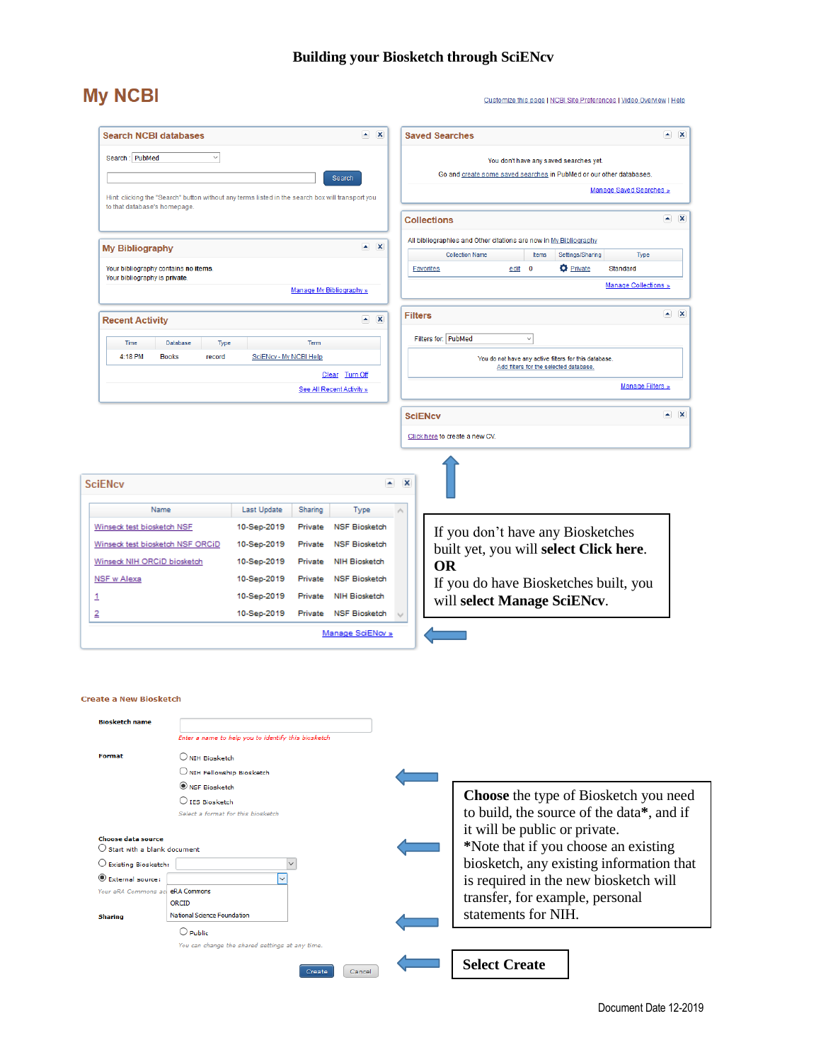# Building your Biosketch through SciENcv

## My NCBI

Customize this page | NCBI Site Preferences | Video Overview | Help

**Search NCBI databases**

Search : PubMed

Search

Hint: clicking the "Search" button without any terms listed in the search box will transport you to that database's homepage.

**Saved Searches**

You don't have any saved searches yet.

Go and create some saved searches in PubMed or our other databases.

Manage Saved Searches »

**My Bibliography**

Your bibliography contains no items.
Your bibliography is private.

Manage My Bibliography »

**Collections**

All bibliographies and Other citations are now in My Bibliography

| Collection Name | | Items | Settings/Sharing | Type |
|---|---|---|---|---|
| Favorites | edit | 0 | Private | Standard |

Manage Collections »

**Recent Activity**

| Time | Database | Type | Term |
|---|---|---|---|
| 4:18 PM | Books | record | SciENcv - My NCBI Help |

Clear Turn Off

See All Recent Activity »

**Filters**

Filters for: PubMed

You do not have any active filters for this database.
Add filters for the selected database.

Manage Filters »

**SciENcv**

Click here to create a new CV.

**SciENcv**

| Name | Last Update | Sharing | Type |
|---|---|---|---|
| Winseck test biosketch NSF | 10-Sep-2019 | Private | NSF Biosketch |
| Winseck test biosketch NSF ORCiD | 10-Sep-2019 | Private | NSF Biosketch |
| Winseck NIH ORCiD biosketch | 10-Sep-2019 | Private | NIH Biosketch |
| NSF w Alexa | 10-Sep-2019 | Private | NSF Biosketch |
| 1 | 10-Sep-2019 | Private | NIH Biosketch |
| 2 | 10-Sep-2019 | Private | NSF Biosketch |

Manage SciENcv »

If you don't have any Biosketches built yet, you will **select Click here**.
**OR**
If you do have Biosketches built, you will **select Manage SciENcv**.

**Create a New Biosketch**

**Biosketch name**

*Enter a name to help you to identify this biosketch*

**Format**

- NIH Biosketch
- NIH Fellowship Biosketch
- NSF Biosketch
- IES Biosketch

*Select a format for this biosketch*

**Choose data source**

- Start with a blank document
- Existing Biosketch:
- External source: (eRA Commons / ORCID / National Science Foundation)

*Your eRA Commons ac...*

**Sharing**

- Public

*You can change the shared settings at any time.*

Create Cancel

**Choose** the type of Biosketch you need to build, the source of the data*, and if it will be public or private.
*Note that if you choose an existing biosketch, any existing information that is required in the new biosketch will transfer, for example, personal statements for NIH.

**Select Create**

Document Date 12-2019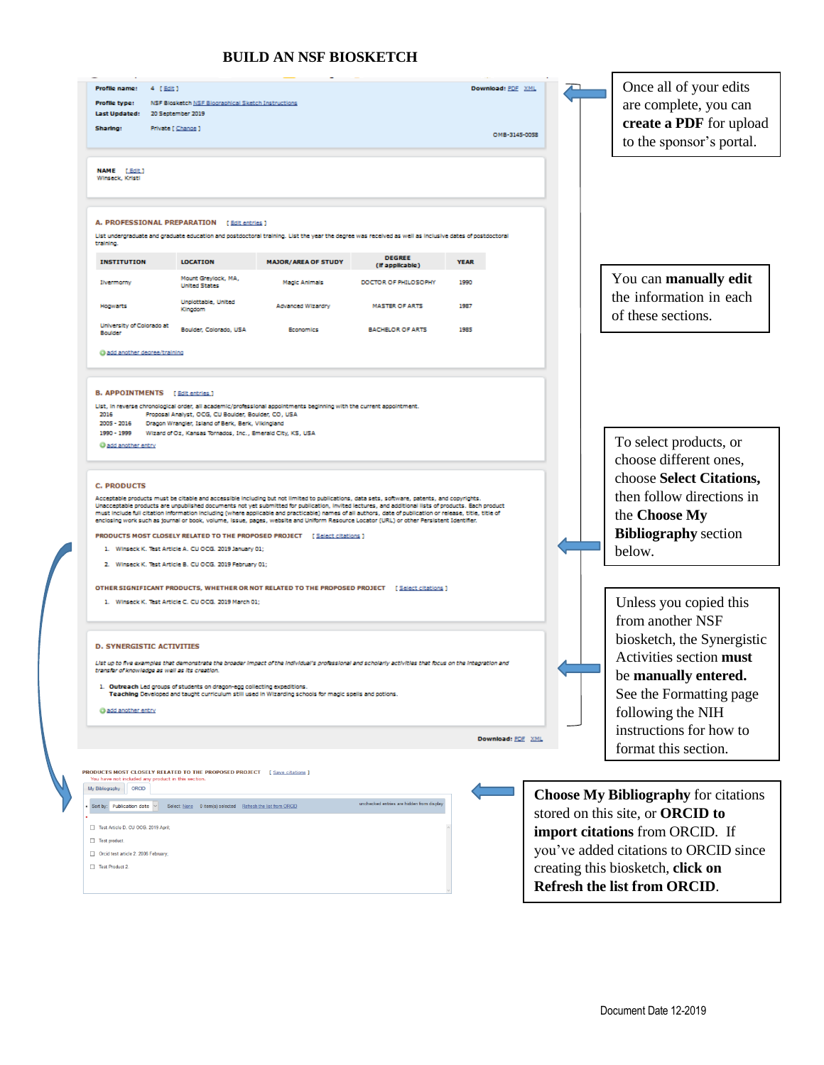# BUILD AN NSF BIOSKETCH

**Profile name:** 4 [ Edit ]

**Profile type:** NSF Biosketch NSF Biographical Sketch Instructions

**Last Updated:** 20 September 2019

**Sharing:** Private [ Change ]

Download: PDF XML

OMB-3145-0058

> Once all of your edits are complete, you can **create a PDF** for upload to the sponsor's portal.

**NAME** [ Edit ]
Winseck, Kristi

**A. PROFESSIONAL PREPARATION** [ Edit entries ]

List undergraduate and graduate education and postdoctoral training. List the year the degree was received as well as inclusive dates of postdoctoral training.

| INSTITUTION | LOCATION | MAJOR/AREA OF STUDY | DEGREE (if applicable) | YEAR |
|---|---|---|---|---|
| Ilvermorny | Mount Greylock, MA, United States | Magic Animals | DOCTOR OF PHILOSOPHY | 1990 |
| Hogwarts | Unplottable, United Kingdom | Advanced Wizardry | MASTER OF ARTS | 1987 |
| University of Colorado at Boulder | Boulder, Colorado, USA | Economics | BACHELOR OF ARTS | 1985 |

add another degree/training

> You can **manually edit** the information in each of these sections.

**B. APPOINTMENTS** [ Edit entries ]

List, in reverse chronological order, all academic/professional appointments beginning with the current appointment.

- 2016 Proposal Analyst, OCG, CU Boulder, Boulder, CO, USA
- 2005 - 2016 Dragon Wrangler, Island of Berk, Berk, Vikingland
- 1990 - 1999 Wizard of Oz, Kansas Tornados, Inc., Emerald City, KS, USA

add another entry

**C. PRODUCTS**

Acceptable products must be citable and accessible including but not limited to publications, data sets, software, patents, and copyrights. Unacceptable products are unpublished documents not yet submitted for publication, invited lectures, and additional lists of products. Each product must include full citation information including (where applicable and practicable) names of all authors, date of publication or release, title, title of enclosing work such as journal or book, volume, issue, pages, website and Uniform Resource Locator (URL) or other Persistent Identifier.

PRODUCTS MOST CLOSELY RELATED TO THE PROPOSED PROJECT [ Select citations ]

1. Winseck K. Test Article A. CU OCG. 2019 January 01;
2. Winseck K. Test Article B. CU OCG. 2019 February 01;

OTHER SIGNIFICANT PRODUCTS, WHETHER OR NOT RELATED TO THE PROPOSED PROJECT [ Select citations ]

1. Winseck K. Test Article C. CU OCG. 2019 March 01;

> To select products, or choose different ones, choose **Select Citations,** then follow directions in the **Choose My Bibliography** section below.

**D. SYNERGISTIC ACTIVITIES**

*List up to five examples that demonstrate the broader impact of the individual's professional and scholarly activities that focus on the integration and transfer of knowledge as well as its creation.*

1. **Outreach** Led groups of students on dragon-egg collecting expeditions.
   **Teaching** Developed and taught curriculum still used in Wizarding schools for magic spells and potions.

add another entry

Download: PDF XML

> Unless you copied this from another NSF biosketch, the Synergistic Activities section **must** be **manually entered.** See the Formatting page following the NIH instructions for how to format this section.

PRODUCTS MOST CLOSELY RELATED TO THE PROPOSED PROJECT [ Save citations ]
You have not included any product in this section.

My Bibliography | ORCID

Sort by: Publication date | Select: None | 0 item(s) selected | Refresh the list from ORCID | unchecked entries are hidden from display

- ☐ Test Article D. CU OCG. 2019 April;
- ☐ Test product
- ☐ Orcid test article 2. 2006 February;
- ☐ Test Product 2.

> **Choose My Bibliography** for citations stored on this site, or **ORCID to import citations** from ORCID. If you've added citations to ORCID since creating this biosketch, **click on Refresh the list from ORCID**.

Document Date 12-2019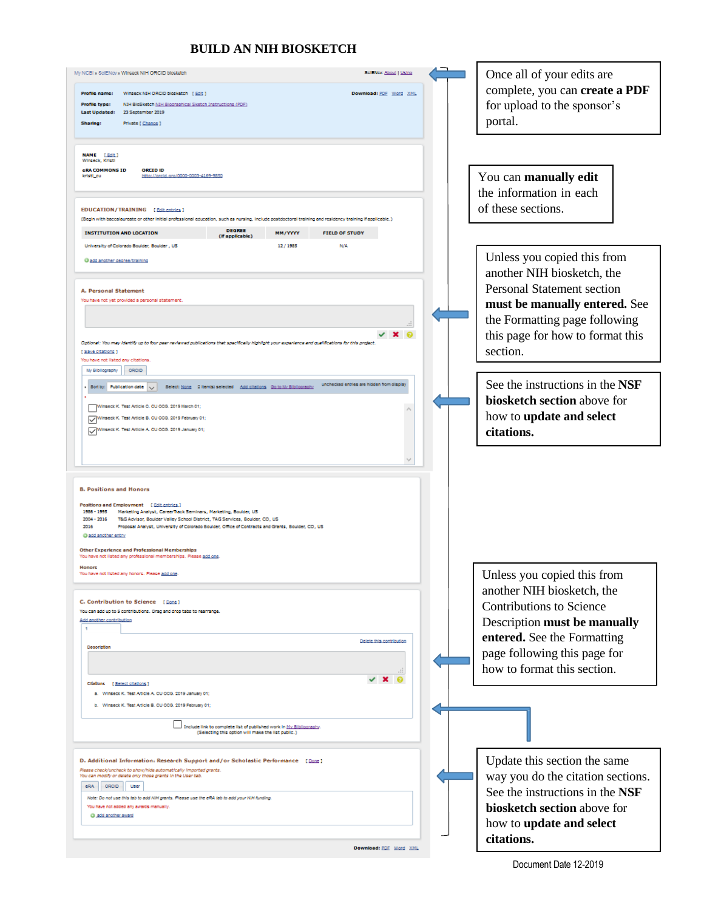# BUILD AN NIH BIOSKETCH

My NCBI » SciENcv » Winseck NIH ORCID biosketch

SciENcv: About | Using

**Profile name:** Winseck NIH ORCID biosketch [ Edit ]

**Download:** PDF Word XML

**Profile type:** NIH BioSketch NIH Biographical Sketch Instructions (PDF)

**Last Updated:** 23 September 2019

**Sharing:** Private [ Change ]

Once all of your edits are complete, you can **create a PDF** for upload to the sponsor's portal.

**NAME** [ Edit ]
Winseck, Kristi

**eRA COMMONS ID** kristi_cu

**ORCID ID** http://orcid.org/0000-0003-4169-9850

You can **manually edit** the information in each of these sections.

**EDUCATION/TRAINING** [ Edit entries ]

(Begin with baccalaureate or other initial professional education, such as nursing, include postdoctoral training and residency training if applicable.)

| INSTITUTION AND LOCATION | DEGREE (if applicable) | MM/YYYY | FIELD OF STUDY |
|---|---|---|---|
| University of Colorado Boulder, Boulder, US | | 12 / 1985 | N/A |

add another degree/training

**A. Personal Statement**

You have not yet provided a personal statement.

Unless you copied this from another NIH biosketch, the Personal Statement section **must be manually entered.** See the Formatting page following this page for how to format this section.

*Optional: You may identify up to four peer reviewed publications that specifically highlight your experience and qualifications for this project.*

[ Save citations ]

You have not listed any citations.

My Bibliography | ORCID

Sort by: Publication date | Select: None | 2 item(s) selected | Add citations | Go to My Bibliography | unchecked entries are hidden from display

- [ ] Winseck K. Test Article C. CU OCG. 2019 March 01;
- [x] Winseck K. Test Article B. CU OCG. 2019 February 01;
- [x] Winseck K. Test Article A. CU OCG. 2019 January 01;

See the instructions in the NSF **biosketch section** above for how to **update and select citations.**

**B. Positions and Honors**

**Positions and Employment** [ Edit entries ]

- 1986 - 1995 Marketing Analyst, CareerTrack Seminars, Marketing, Boulder, US
- 2004 - 2016 T&G Advisor, Boulder Valley School District, TAG Services, Boulder, CO, US
- 2016 Proposal Analyst, University of Colorado Boulder, Office of Contracts and Grants, Boulder, CO, US

add another entry

**Other Experience and Professional Memberships**

You have not listed any professional memberships. Please add one.

**Honors**

You have not listed any honors. Please add one.

**C. Contribution to Science** [ Done ]

You can add up to 5 contributions. Drag and drop tabs to rearrange.

Add another contribution

1

Delete this contribution

Description

Unless you copied this from another NIH biosketch, the Contributions to Science Description **must be manually entered.** See the Formatting page following this page for how to format this section.

Citations [ Select citations ]

a. Winseck K. Test Article A. CU OCG. 2019 January 01;

b. Winseck K. Test Article B. CU OCG. 2019 February 01;

Include link to complete list of published work in My Bibliography.
(Selecting this option will make the list public.)

**D. Additional Information: Research Support and/or Scholastic Performance** [ Done ]

*Please check/uncheck to show/hide automatically imported grants.*
*You can modify or delete only those grants in the User tab.*

eRA | ORCID | User

*Note: Do not use this tab to add NIH grants. Please use the eRA tab to add your NIH funding.*

You have not added any awards manually.

add another award

Update this section the same way you do the citation sections. See the instructions in the NSF **biosketch section** above for how to **update and select citations.**

Download: PDF Word XML

Document Date 12-2019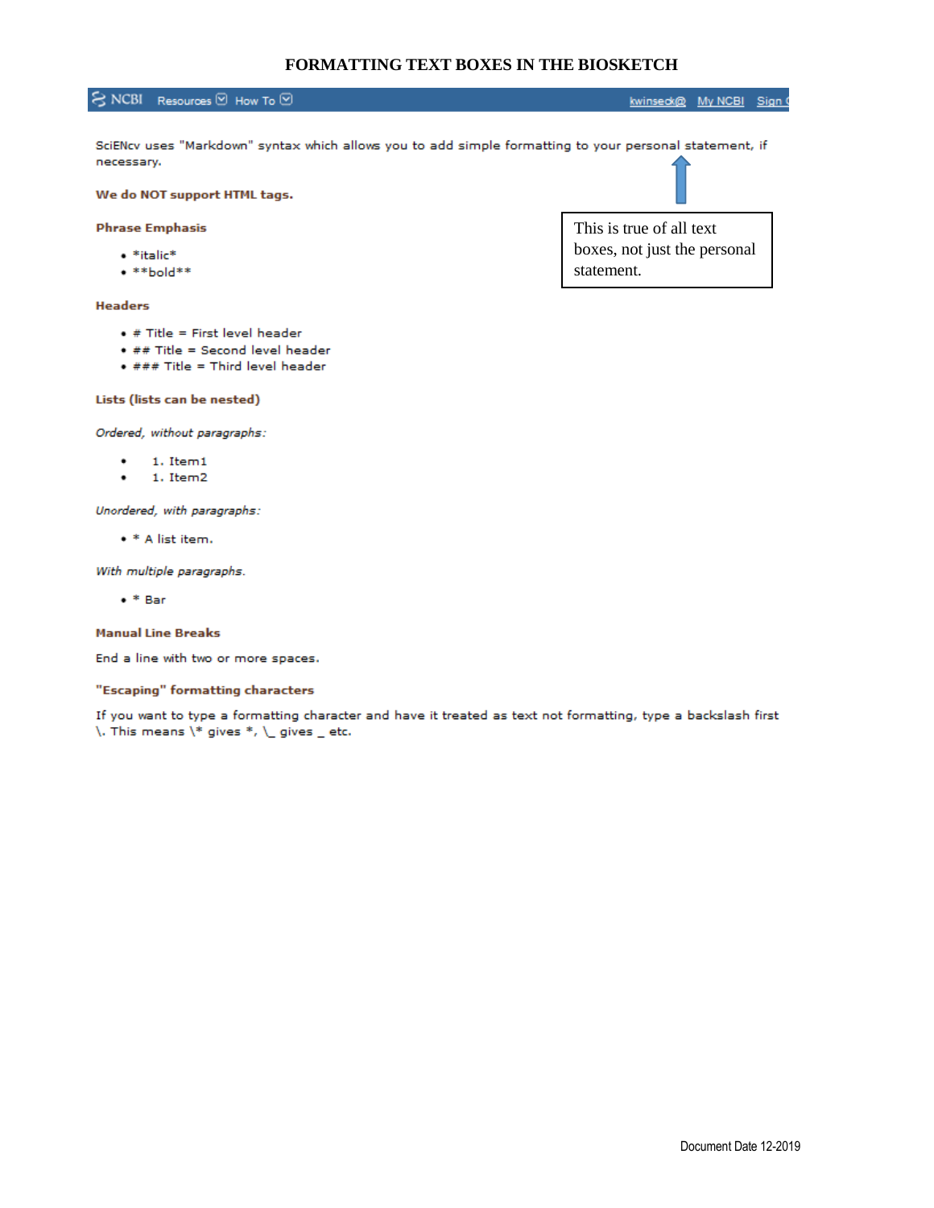# FORMATTING TEXT BOXES IN THE BIOSKETCH

NCBI Resources How To kwinseck@ My NCBI Sign

SciENcv uses "Markdown" syntax which allows you to add simple formatting to your personal statement, if necessary.

This is true of all text boxes, not just the personal statement.

**We do NOT support HTML tags.**

**Phrase Emphasis**

- *italic*
- **bold**

**Headers**

- # Title = First level header
- ## Title = Second level header
- ### Title = Third level header

**Lists (lists can be nested)**

*Ordered, without paragraphs:*

- 1. Item1
- 1. Item2

*Unordered, with paragraphs:*

- * A list item.

*With multiple paragraphs.*

- * Bar

**Manual Line Breaks**

End a line with two or more spaces.

**"Escaping" formatting characters**

If you want to type a formatting character and have it treated as text not formatting, type a backslash first \. This means \* gives *, \_ gives _ etc.

Document Date 12-2019